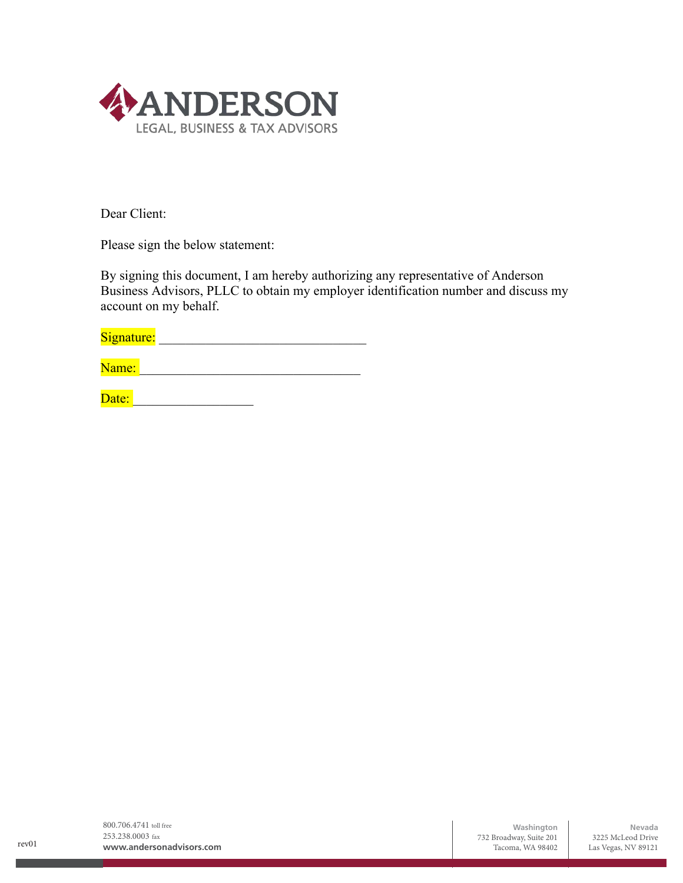ANDERSON
LEGAL, BUSINESS & TAX ADVISORS

Dear Client:

Please sign the below statement:

By signing this document, I am hereby authorizing any representative of Anderson Business Advisors, PLLC to obtain my employer identification number and discuss my account on my behalf.

Signature: ______________________________

Name: ________________________________

Date: _________________

800.706.4741 toll free
253.238.0003 fax
www.andersonadvisors.com

**Washington**
732 Broadway, Suite 201
Tacoma, WA 98402

**Nevada**
3225 McLeod Drive
Las Vegas, NV 89121

rev01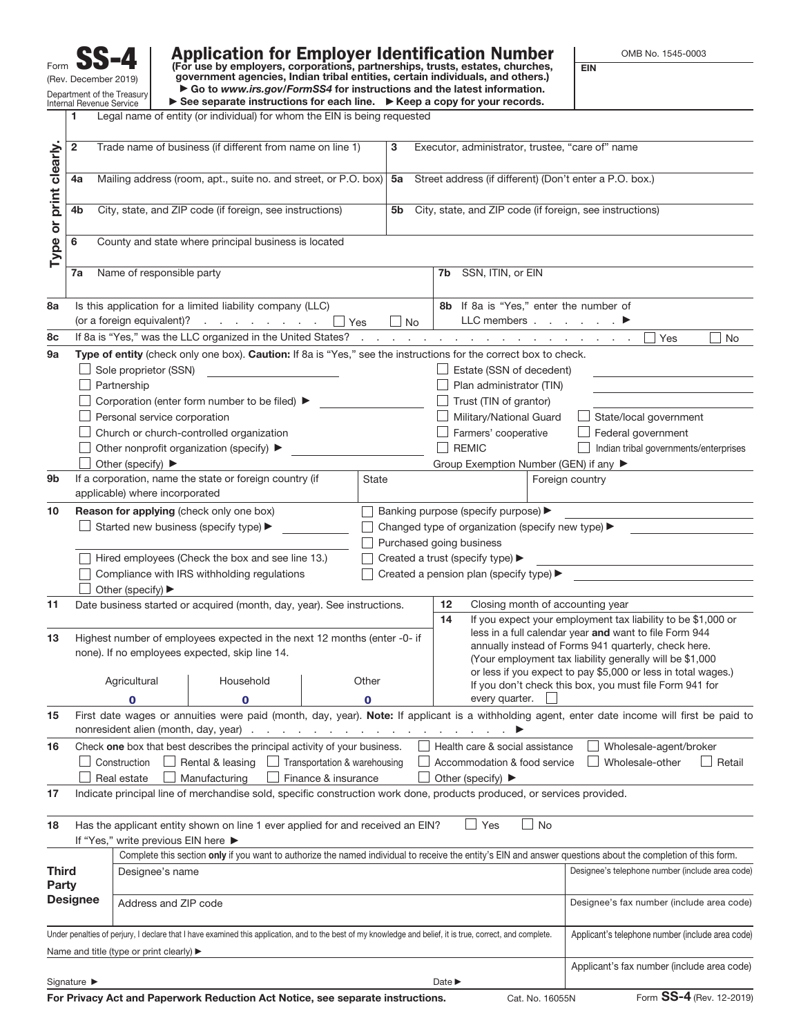Form **SS-4** (Rev. December 2019)
Department of the Treasury
Internal Revenue Service

# Application for Employer Identification Number

**(For use by employers, corporations, partnerships, trusts, estates, churches, government agencies, Indian tribal entities, certain individuals, and others.)**

▶ **Go to *www.irs.gov/FormSS4* for instructions and the latest information.**
▶ **See separate instructions for each line.** ▶ **Keep a copy for your records.**

OMB No. 1545-0003

EIN

**Type or print clearly.**

1 Legal name of entity (or individual) for whom the EIN is being requested

2 Trade name of business (if different from name on line 1)

3 Executor, administrator, trustee, "care of" name

4a Mailing address (room, apt., suite no. and street, or P.O. box)

5a Street address (if different) (Don't enter a P.O. box.)

4b City, state, and ZIP code (if foreign, see instructions)

5b City, state, and ZIP code (if foreign, see instructions)

6 County and state where principal business is located

7a Name of responsible party

7b SSN, ITIN, or EIN

8a Is this application for a limited liability company (LLC) (or a foreign equivalent)? . . . . . . . . . ☐ Yes ☐ No

8b If 8a is "Yes," enter the number of LLC members . . . . . . . ▶

8c If 8a is "Yes," was the LLC organized in the United States? . . . . . . . . . . . . . . . . . . . . . . . ☐ Yes ☐ No

9a **Type of entity** (check only one box). **Caution:** If 8a is "Yes," see the instructions for the correct box to check.

- ☐ Sole proprietor (SSN) ____________
- ☐ Partnership
- ☐ Corporation (enter form number to be filed) ▶ ____________
- ☐ Personal service corporation
- ☐ Church or church-controlled organization
- ☐ Other nonprofit organization (specify) ▶ ____________
- ☐ Other (specify) ▶
- ☐ Estate (SSN of decedent) ____________
- ☐ Plan administrator (TIN) ____________
- ☐ Trust (TIN of grantor) ____________
- ☐ Military/National Guard
- ☐ State/local government
- ☐ Farmers' cooperative
- ☐ Federal government
- ☐ REMIC
- ☐ Indian tribal governments/enterprises

Group Exemption Number (GEN) if any ▶

9b If a corporation, name the state or foreign country (if applicable) where incorporated

| State | Foreign country |
|---|---|
| | |

10 **Reason for applying** (check only one box)

- ☐ Started new business (specify type) ▶ ____________
- ☐ Hired employees (Check the box and see line 13.)
- ☐ Compliance with IRS withholding regulations
- ☐ Other (specify) ▶
- ☐ Banking purpose (specify purpose) ▶ ____________
- ☐ Changed type of organization (specify new type) ▶ ____________
- ☐ Purchased going business
- ☐ Created a trust (specify type) ▶ ____________
- ☐ Created a pension plan (specify type) ▶ ____________

11 Date business started or acquired (month, day, year). See instructions.

12 Closing month of accounting year

13 Highest number of employees expected in the next 12 months (enter -0- if none). If no employees expected, skip line 14.

| Agricultural | Household | Other |
|---|---|---|
| 0 | 0 | 0 |

14 If you expect your employment tax liability to be $1,000 or less in a full calendar year **and** want to file Form 944 annually instead of Forms 941 quarterly, check here. (Your employment tax liability generally will be $1,000 or less if you expect to pay $5,000 or less in total wages.) If you don't check this box, you must file Form 941 for every quarter. ☐

15 First date wages or annuities were paid (month, day, year). **Note:** If applicant is a withholding agent, enter date income will first be paid to nonresident alien (month, day, year) . . . . . . . . . . . . . . . . . . . . . ▶

16 Check **one** box that best describes the principal activity of your business.

- ☐ Health care & social assistance
- ☐ Wholesale-agent/broker
- ☐ Construction
- ☐ Rental & leasing
- ☐ Transportation & warehousing
- ☐ Accommodation & food service
- ☐ Wholesale-other
- ☐ Retail
- ☐ Real estate
- ☐ Manufacturing
- ☐ Finance & insurance
- ☐ Other (specify) ▶

17 Indicate principal line of merchandise sold, specific construction work done, products produced, or services provided.

18 Has the applicant entity shown on line 1 ever applied for and received an EIN? ☐ Yes ☐ No
If "Yes," write previous EIN here ▶

**Third Party Designee**

Complete this section **only** if you want to authorize the named individual to receive the entity's EIN and answer questions about the completion of this form.

| | |
|---|---|
| Designee's name | Designee's telephone number (include area code) |
| Address and ZIP code | Designee's fax number (include area code) |

Under penalties of perjury, I declare that I have examined this application, and to the best of my knowledge and belief, it is true, correct, and complete.

Applicant's telephone number (include area code)

Name and title (type or print clearly) ▶

Applicant's fax number (include area code)

Signature ▶ Date ▶

**For Privacy Act and Paperwork Reduction Act Notice, see separate instructions.** Cat. No. 16055N Form **SS-4** (Rev. 12-2019)